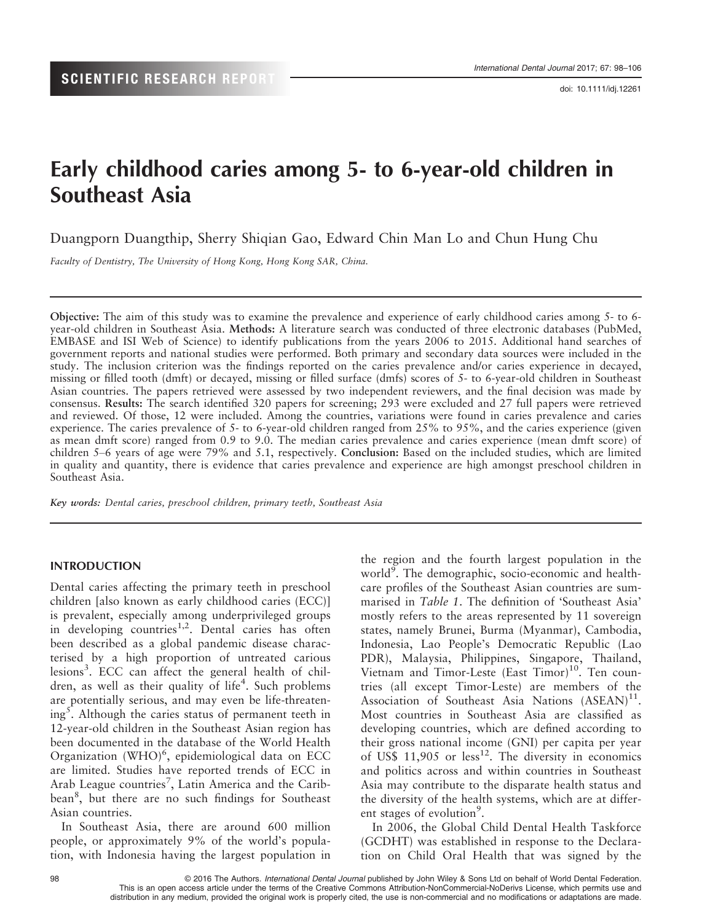SCIENTIFIC RESEARCH REPORT

# Early childhood caries among 5- to 6-year-old children in Southeast Asia

Duangporn Duangthip, Sherry Shiqian Gao, Edward Chin Man Lo and Chun Hung Chu

*Faculty of Dentistry, The University of Hong Kong, Hong Kong SAR, China.*

**Objective:** The aim of this study was to examine the prevalence and experience of early childhood caries among 5- to 6-year-old children in Southeast Asia. **Methods:** A literature search was conducted of three electronic databases (PubMed, EMBASE and ISI Web of Science) to identify publications from the years 2006 to 2015. Additional hand searches of government reports and national studies were performed. Both primary and secondary data sources were included in the study. The inclusion criterion was the findings reported on the caries prevalence and/or caries experience in decayed, missing or filled tooth (dmft) or decayed, missing or filled surface (dmfs) scores of 5- to 6-year-old children in Southeast Asian countries. The papers retrieved were assessed by two independent reviewers, and the final decision was made by consensus. **Results:** The search identified 320 papers for screening; 293 were excluded and 27 full papers were retrieved and reviewed. Of those, 12 were included. Among the countries, variations were found in caries prevalence and caries experience. The caries prevalence of 5- to 6-year-old children ranged from 25% to 95%, and the caries experience (given as mean dmft score) ranged from 0.9 to 9.0. The median caries prevalence and caries experience (mean dmft score) of children 5–6 years of age were 79% and 5.1, respectively. **Conclusion:** Based on the included studies, which are limited in quality and quantity, there is evidence that caries prevalence and experience are high amongst preschool children in Southeast Asia.

*Key words: Dental caries, preschool children, primary teeth, Southeast Asia*

## INTRODUCTION

Dental caries affecting the primary teeth in preschool children [also known as early childhood caries (ECC)] is prevalent, especially among underprivileged groups in developing countries[1,2]. Dental caries has often been described as a global pandemic disease characterised by a high proportion of untreated carious lesions[3]. ECC can affect the general health of children, as well as their quality of life[4]. Such problems are potentially serious, and may even be life-threatening[5]. Although the caries status of permanent teeth in 12-year-old children in the Southeast Asian region has been documented in the database of the World Health Organization (WHO)[6], epidemiological data on ECC are limited. Studies have reported trends of ECC in Arab League countries[7], Latin America and the Caribbean[8], but there are no such findings for Southeast Asian countries.

In Southeast Asia, there are around 600 million people, or approximately 9% of the world's population, with Indonesia having the largest population in the region and the fourth largest population in the world[9]. The demographic, socio-economic and health-care profiles of the Southeast Asian countries are summarised in *Table 1*. The definition of 'Southeast Asia' mostly refers to the areas represented by 11 sovereign states, namely Brunei, Burma (Myanmar), Cambodia, Indonesia, Lao People's Democratic Republic (Lao PDR), Malaysia, Philippines, Singapore, Thailand, Vietnam and Timor-Leste (East Timor)[10]. Ten countries (all except Timor-Leste) are members of the Association of Southeast Asia Nations (ASEAN)[11]. Most countries in Southeast Asia are classified as developing countries, which are defined according to their gross national income (GNI) per capita per year of US$ 11,905 or less[12]. The diversity in economics and politics across and within countries in Southeast Asia may contribute to the disparate health status and the diversity of the health systems, which are at different stages of evolution[9].

In 2006, the Global Child Dental Health Taskforce (GCDHT) was established in response to the Declaration on Child Oral Health that was signed by the

© 2016 The Authors. *International Dental Journal* published by John Wiley & Sons Ltd on behalf of World Dental Federation.
This is an open access article under the terms of the Creative Commons Attribution-NonCommercial-NoDerivs License, which permits use and distribution in any medium, provided the original work is properly cited, the use is non-commercial and no modifications or adaptations are made.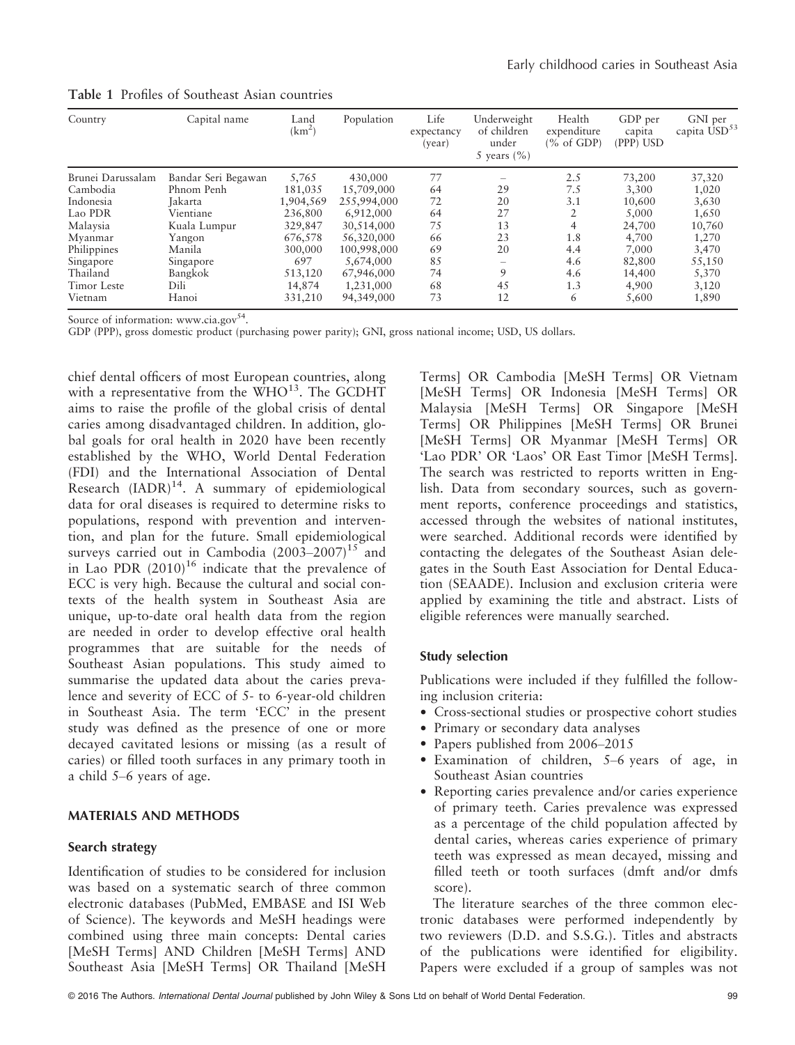**Table 1** Profiles of Southeast Asian countries

| Country | Capital name | Land (km$^2$) | Population | Life expectancy (year) | Underweight of children under 5 years (%) | Health expenditure (% of GDP) | GDP per capita (PPP) USD | GNI per capita USD[53] |
|---|---|---|---|---|---|---|---|---|
| Brunei Darussalam | Bandar Seri Begawan | 5,765 | 430,000 | 77 | – | 2.5 | 73,200 | 37,320 |
| Cambodia | Phnom Penh | 181,035 | 15,709,000 | 64 | 29 | 7.5 | 3,300 | 1,020 |
| Indonesia | Jakarta | 1,904,569 | 255,994,000 | 72 | 20 | 3.1 | 10,600 | 3,630 |
| Lao PDR | Vientiane | 236,800 | 6,912,000 | 64 | 27 | 2 | 5,000 | 1,650 |
| Malaysia | Kuala Lumpur | 329,847 | 30,514,000 | 75 | 13 | 4 | 24,700 | 10,760 |
| Myanmar | Yangon | 676,578 | 56,320,000 | 66 | 23 | 1.8 | 4,700 | 1,270 |
| Philippines | Manila | 300,000 | 100,998,000 | 69 | 20 | 4.4 | 7,000 | 3,470 |
| Singapore | Singapore | 697 | 5,674,000 | 85 | – | 4.6 | 82,800 | 55,150 |
| Thailand | Bangkok | 513,120 | 67,946,000 | 74 | 9 | 4.6 | 14,400 | 5,370 |
| Timor Leste | Dili | 14,874 | 1,231,000 | 68 | 45 | 1.3 | 4,900 | 3,120 |
| Vietnam | Hanoi | 331,210 | 94,349,000 | 73 | 12 | 6 | 5,600 | 1,890 |

Source of information: www.cia.gov[54].

GDP (PPP), gross domestic product (purchasing power parity); GNI, gross national income; USD, US dollars.

chief dental officers of most European countries, along with a representative from the WHO[13]. The GCDHT aims to raise the profile of the global crisis of dental caries among disadvantaged children. In addition, global goals for oral health in 2020 have been recently established by the WHO, World Dental Federation (FDI) and the International Association of Dental Research (IADR)[14]. A summary of epidemiological data for oral diseases is required to determine risks to populations, respond with prevention and intervention, and plan for the future. Small epidemiological surveys carried out in Cambodia (2003–2007)[15] and in Lao PDR (2010)[16] indicate that the prevalence of ECC is very high. Because the cultural and social contexts of the health system in Southeast Asia are unique, up-to-date oral health data from the region are needed in order to develop effective oral health programmes that are suitable for the needs of Southeast Asian populations. This study aimed to summarise the updated data about the caries prevalence and severity of ECC of 5- to 6-year-old children in Southeast Asia. The term 'ECC' in the present study was defined as the presence of one or more decayed cavitated lesions or missing (as a result of caries) or filled tooth surfaces in any primary tooth in a child 5–6 years of age.

## MATERIALS AND METHODS

### Search strategy

Identification of studies to be considered for inclusion was based on a systematic search of three common electronic databases (PubMed, EMBASE and ISI Web of Science). The keywords and MeSH headings were combined using three main concepts: Dental caries [MeSH Terms] AND Children [MeSH Terms] AND Southeast Asia [MeSH Terms] OR Thailand [MeSH Terms] OR Cambodia [MeSH Terms] OR Vietnam [MeSH Terms] OR Indonesia [MeSH Terms] OR Malaysia [MeSH Terms] OR Singapore [MeSH Terms] OR Philippines [MeSH Terms] OR Brunei [MeSH Terms] OR Myanmar [MeSH Terms] OR 'Lao PDR' OR 'Laos' OR East Timor [MeSH Terms]. The search was restricted to reports written in English. Data from secondary sources, such as government reports, conference proceedings and statistics, accessed through the websites of national institutes, were searched. Additional records were identified by contacting the delegates of the Southeast Asian delegates in the South East Association for Dental Education (SEAADE). Inclusion and exclusion criteria were applied by examining the title and abstract. Lists of eligible references were manually searched.

### Study selection

Publications were included if they fulfilled the following inclusion criteria:

- Cross-sectional studies or prospective cohort studies
- Primary or secondary data analyses
- Papers published from 2006–2015
- Examination of children, 5–6 years of age, in Southeast Asian countries
- Reporting caries prevalence and/or caries experience of primary teeth. Caries prevalence was expressed as a percentage of the child population affected by dental caries, whereas caries experience of primary teeth was expressed as mean decayed, missing and filled teeth or tooth surfaces (dmft and/or dmfs score).

The literature searches of the three common electronic databases were performed independently by two reviewers (D.D. and S.S.G.). Titles and abstracts of the publications were identified for eligibility. Papers were excluded if a group of samples was not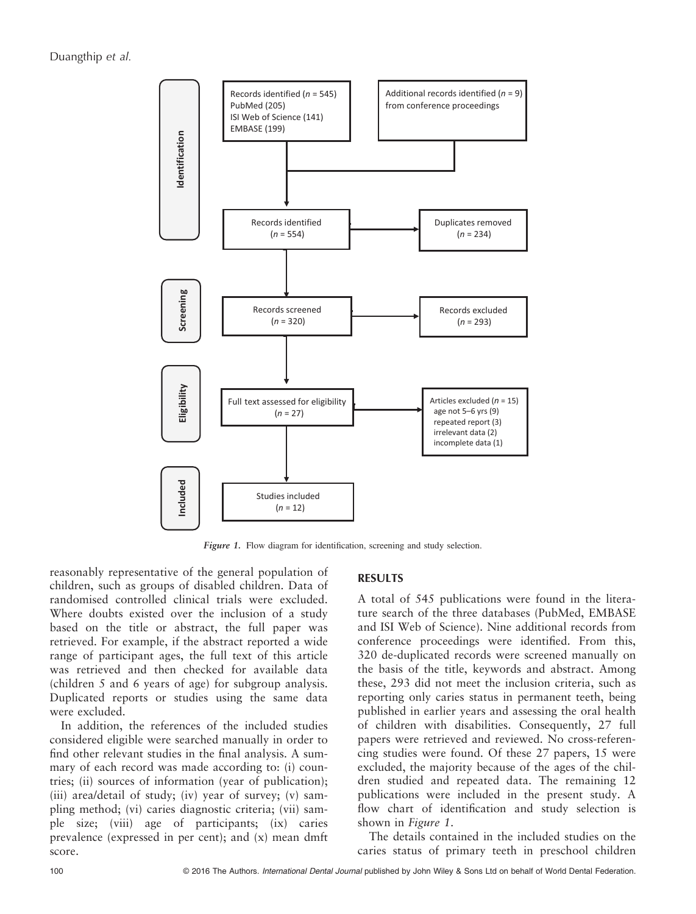Identification

Records identified ($n$ = 545)
PubMed (205)
ISI Web of Science (141)
EMBASE (199)

Additional records identified ($n$ = 9) from conference proceedings

Records identified ($n$ = 554)

Duplicates removed ($n$ = 234)

Screening

Records screened ($n$ = 320)

Records excluded ($n$ = 293)

Eligibility

Full text assessed for eligibility ($n$ = 27)

Articles excluded ($n$ = 15)
age not 5–6 yrs (9)
repeated report (3)
irrelevant data (2)
incomplete data (1)

Included

Studies included ($n$ = 12)

***Figure 1.*** Flow diagram for identification, screening and study selection.

reasonably representative of the general population of children, such as groups of disabled children. Data of randomised controlled clinical trials were excluded. Where doubts existed over the inclusion of a study based on the title or abstract, the full paper was retrieved. For example, if the abstract reported a wide range of participant ages, the full text of this article was retrieved and then checked for available data (children 5 and 6 years of age) for subgroup analysis. Duplicated reports or studies using the same data were excluded.

In addition, the references of the included studies considered eligible were searched manually in order to find other relevant studies in the final analysis. A summary of each record was made according to: (i) countries; (ii) sources of information (year of publication); (iii) area/detail of study; (iv) year of survey; (v) sampling method; (vi) caries diagnostic criteria; (vii) sample size; (viii) age of participants; (ix) caries prevalence (expressed in per cent); and (x) mean dmft score.

## RESULTS

A total of 545 publications were found in the literature search of the three databases (PubMed, EMBASE and ISI Web of Science). Nine additional records from conference proceedings were identified. From this, 320 de-duplicated records were screened manually on the basis of the title, keywords and abstract. Among these, 293 did not meet the inclusion criteria, such as reporting only caries status in permanent teeth, being published in earlier years and assessing the oral health of children with disabilities. Consequently, 27 full papers were retrieved and reviewed. No cross-referencing studies were found. Of these 27 papers, 15 were excluded, the majority because of the ages of the children studied and repeated data. The remaining 12 publications were included in the present study. A flow chart of identification and study selection is shown in *Figure 1*.

The details contained in the included studies on the caries status of primary teeth in preschool children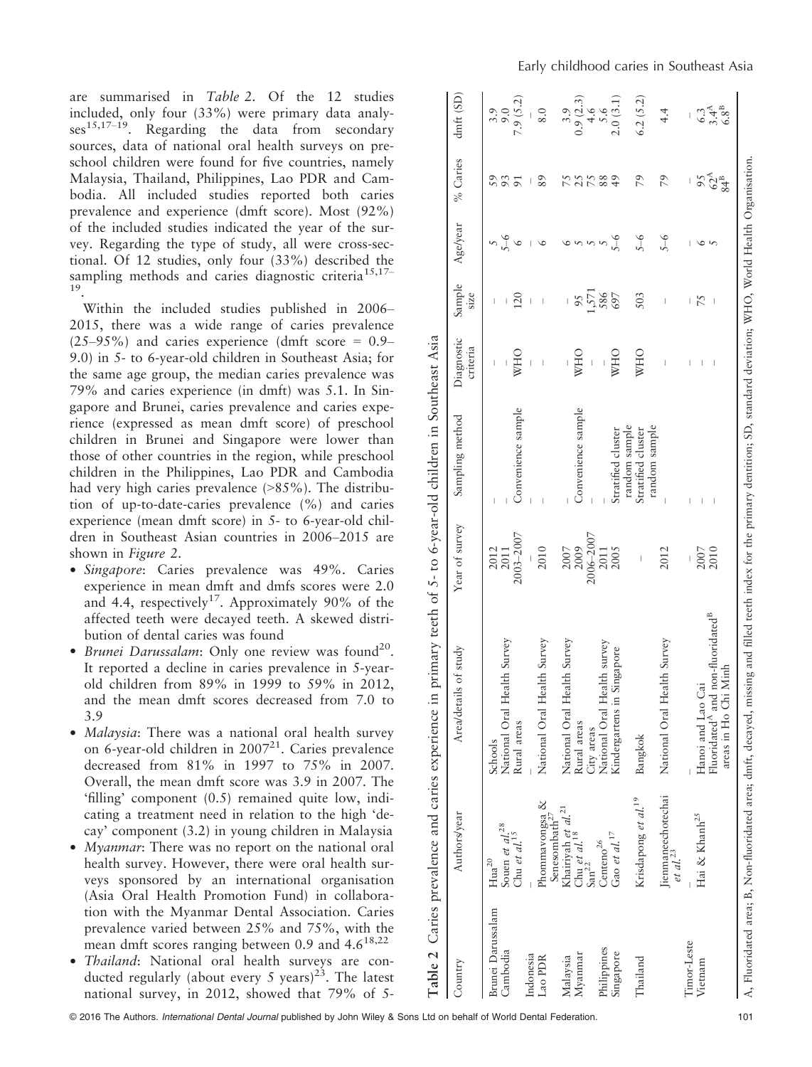are summarised in *Table 2*. Of the 12 studies included, only four (33%) were primary data analyses[15,17–19]. Regarding the data from secondary sources, data of national oral health surveys on preschool children were found for five countries, namely Malaysia, Thailand, Philippines, Lao PDR and Cambodia. All included studies reported both caries prevalence and experience (dmft score). Most (92%) of the included studies indicated the year of the survey. Regarding the type of study, all were cross-sectional. Of 12 studies, only four (33%) described the sampling methods and caries diagnostic criteria[15,17–19].

Within the included studies published in 2006–2015, there was a wide range of caries prevalence (25–95%) and caries experience (dmft score = 0.9–9.0) in 5- to 6-year-old children in Southeast Asia; for the same age group, the median caries prevalence was 79% and caries experience (in dmft) was 5.1. In Singapore and Brunei, caries prevalence and caries experience (expressed as mean dmft score) of preschool children in Brunei and Singapore were lower than those of other countries in the region, while preschool children in the Philippines, Lao PDR and Cambodia had very high caries prevalence (>85%). The distribution of up-to-date-caries prevalence (%) and caries experience (mean dmft score) in 5- to 6-year-old children in Southeast Asian countries in 2006–2015 are shown in *Figure 2*.

- *Singapore*: Caries prevalence was 49%. Caries experience in mean dmft and dmfs scores were 2.0 and 4.4, respectively[17]. Approximately 90% of the affected teeth were decayed teeth. A skewed distribution of dental caries was found
- *Brunei Darussalam*: Only one review was found[20]. It reported a decline in caries prevalence in 5-year-old children from 89% in 1999 to 59% in 2012, and the mean dmft scores decreased from 7.0 to 3.9
- *Malaysia*: There was a national oral health survey on 6-year-old children in 2007[21]. Caries prevalence decreased from 81% in 1997 to 75% in 2007. Overall, the mean dmft score was 3.9 in 2007. The 'filling' component (0.5) remained quite low, indicating a treatment need in relation to the high 'decay' component (3.2) in young children in Malaysia
- *Myanmar*: There was no report on the national oral health survey. However, there were oral health surveys sponsored by an international organisation (Asia Oral Health Promotion Fund) in collaboration with the Myanmar Dental Association. Caries prevalence varied between 25% and 75%, with the mean dmft scores ranging between 0.9 and 4.6[18,22]
- *Thailand*: National oral health surveys are conducted regularly (about every 5 years)[23]. The latest national survey, in 2012, showed that 79% of 5-

**Table 2** Caries prevalence and caries experience in primary teeth of 5- to 6-year-old children in Southeast Asia

| Country | Authors/year | Area/details of study | Year of survey | Sampling method | Diagnostic criteria | Sample size | Age/year | % Caries | dmft (SD) |
|---|---|---|---|---|---|---|---|---|---|
| Brunei Darussalam | Hua[20] | Schools | 2012 | – | – | – | 5 | 59 | 3.9 |
| Cambodia | Souen *et al.*[28] | National Oral Health Survey | 2011 | – | – | – | 5–6 | 93 | 9.0 |
| | Chu *et al.*[15] | Rural areas | 2003–2007 | Convenience sample | WHO | 120 | 6 | 91 | 7.9 (5.2) |
| Indonesia | – | – | – | – | – | – | – | – | – |
| Lao PDR | Phommavongsa & Senesombath[27] | National Oral Health Survey | 2010 | – | – | – | 6 | 89 | 8.0 |
| Malaysia | Khairiyah *et al.*[21] | National Oral Health Survey | 2007 | – | – | – | 6 | 75 | 3.9 |
| Myanmar | Chu *et al.*[18] | Rural areas | 2009 | Convenience sample | WHO | 95 | 5 | 25 | 0.9 (2.3) |
| | San[22] | City areas | 2006–2007 | – | – | 1,571 | 5 | 75 | 4.6 |
| Philippines | Centeno[26] | National Oral Health survey | 2011 | – | – | 586 | 5 | 88 | 5.6 |
| Singapore | Gao *et al.*[17] | Kindergartens in Singapore | 2005 | Stratified cluster random sample | WHO | 697 | 5–6 | 49 | 2.0 (3.1) |
| Thailand | Krisdapong *et al.*[19] | Bangkok | – | Stratified cluster random sample | WHO | 503 | 5–6 | 79 | 6.2 (5.2) |
| | Jienmaneechotechai *et al.*[23] | National Oral Health Survey | 2012 | – | – | – | 5–6 | 79 | 4.4 |
| Timor-Leste | – | – | – | – | – | – | – | – | – |
| Vietnam | Hai & Khanh[25] | Hanoi and Lao Cai | 2007 | – | – | 75 | 6 | 95 | 6.3 |
| | | Fluoridated[A] and non-fluoridated[B] areas in Ho Chi Minh | 2010 | – | – | – | 5 | 62[A] 84[B] | 3.4[A] 6.8[B] |

A, Fluoridated area; B, Non-fluoridated area; dmft, decayed, missing and filled teeth index for the primary dentition; SD, standard deviation; WHO, World Health Organisation.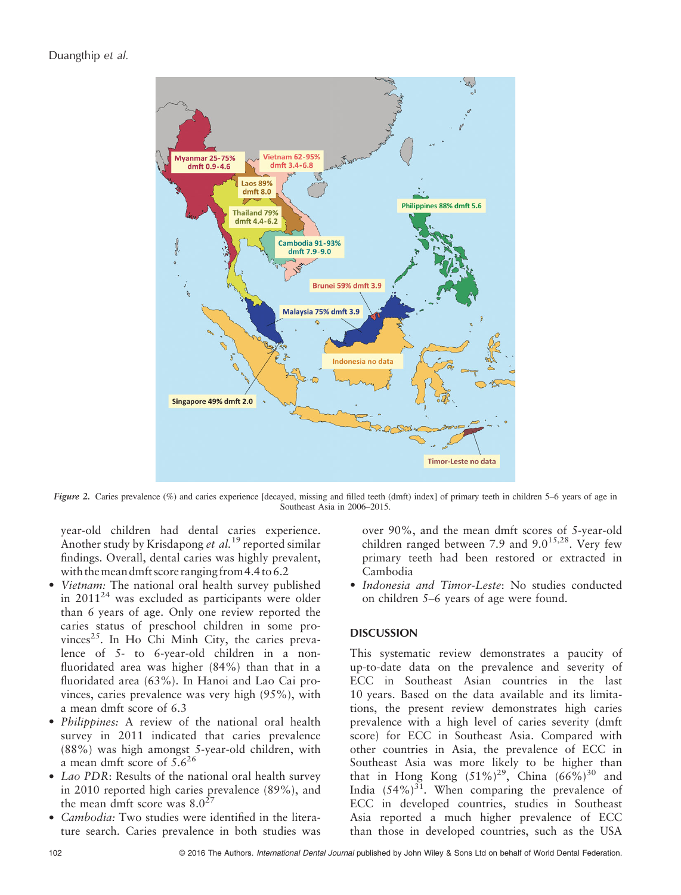Myanmar 25-75% dmft 0.9-4.6

Vietnam 62-95% dmft 3.4-6.8

Laos 89% dmft 8.0

Thailand 79% dmft 4.4-6.2

Philippines 88% dmft 5.6

Cambodia 91-93% dmft 7.9-9.0

Brunei 59% dmft 3.9

Malaysia 75% dmft 3.9

Indonesia no data

Singapore 49% dmft 2.0

Timor-Leste no data

*Figure 2.* Caries prevalence (%) and caries experience [decayed, missing and filled teeth (dmft) index] of primary teeth in children 5–6 years of age in Southeast Asia in 2006–2015.

year-old children had dental caries experience. Another study by Krisdapong *et al.*[19] reported similar findings. Overall, dental caries was highly prevalent, with the mean dmft score ranging from 4.4 to 6.2

- *Vietnam:* The national oral health survey published in 2011[24] was excluded as participants were older than 6 years of age. Only one review reported the caries status of preschool children in some provinces[25]. In Ho Chi Minh City, the caries prevalence of 5- to 6-year-old children in a non-fluoridated area was higher (84%) than that in a fluoridated area (63%). In Hanoi and Lao Cai provinces, caries prevalence was very high (95%), with a mean dmft score of 6.3
- *Philippines:* A review of the national oral health survey in 2011 indicated that caries prevalence (88%) was high amongst 5-year-old children, with a mean dmft score of 5.6[26]
- *Lao PDR:* Results of the national oral health survey in 2010 reported high caries prevalence (89%), and the mean dmft score was 8.0[27]
- *Cambodia:* Two studies were identified in the literature search. Caries prevalence in both studies was over 90%, and the mean dmft scores of 5-year-old children ranged between 7.9 and 9.0[15,28]. Very few primary teeth had been restored or extracted in Cambodia
- *Indonesia and Timor-Leste*: No studies conducted on children 5–6 years of age were found.

## DISCUSSION

This systematic review demonstrates a paucity of up-to-date data on the prevalence and severity of ECC in Southeast Asian countries in the last 10 years. Based on the data available and its limitations, the present review demonstrates high caries prevalence with a high level of caries severity (dmft score) for ECC in Southeast Asia. Compared with other countries in Asia, the prevalence of ECC in Southeast Asia was more likely to be higher than that in Hong Kong (51%)[29], China (66%)[30] and India (54%)[31]. When comparing the prevalence of ECC in developed countries, studies in Southeast Asia reported a much higher prevalence of ECC than those in developed countries, such as the USA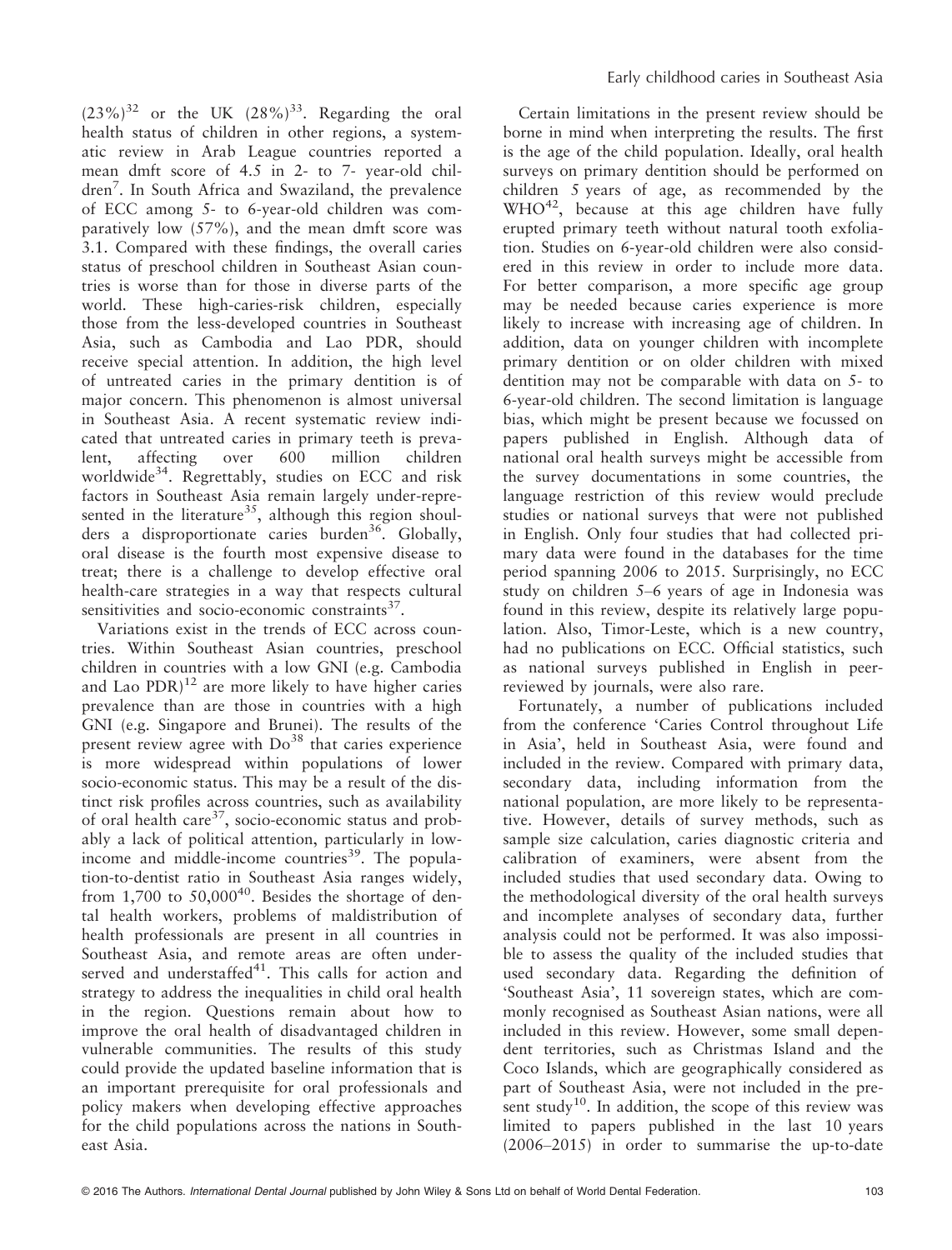(23%)[32] or the UK (28%)[33]. Regarding the oral health status of children in other regions, a systematic review in Arab League countries reported a mean dmft score of 4.5 in 2- to 7- year-old children[7]. In South Africa and Swaziland, the prevalence of ECC among 5- to 6-year-old children was comparatively low (57%), and the mean dmft score was 3.1. Compared with these findings, the overall caries status of preschool children in Southeast Asian countries is worse than for those in diverse parts of the world. These high-caries-risk children, especially those from the less-developed countries in Southeast Asia, such as Cambodia and Lao PDR, should receive special attention. In addition, the high level of untreated caries in the primary dentition is of major concern. This phenomenon is almost universal in Southeast Asia. A recent systematic review indicated that untreated caries in primary teeth is prevalent, affecting over 600 million children worldwide[34]. Regrettably, studies on ECC and risk factors in Southeast Asia remain largely under-represented in the literature[35], although this region shoulders a disproportionate caries burden[36]. Globally, oral disease is the fourth most expensive disease to treat; there is a challenge to develop effective oral health-care strategies in a way that respects cultural sensitivities and socio-economic constraints[37].

Variations exist in the trends of ECC across countries. Within Southeast Asian countries, preschool children in countries with a low GNI (e.g. Cambodia and Lao PDR)[12] are more likely to have higher caries prevalence than are those in countries with a high GNI (e.g. Singapore and Brunei). The results of the present review agree with Do[38] that caries experience is more widespread within populations of lower socio-economic status. This may be a result of the distinct risk profiles across countries, such as availability of oral health care[37], socio-economic status and probably a lack of political attention, particularly in low-income and middle-income countries[39]. The population-to-dentist ratio in Southeast Asia ranges widely, from 1,700 to 50,000[40]. Besides the shortage of dental health workers, problems of maldistribution of health professionals are present in all countries in Southeast Asia, and remote areas are often underserved and understaffed[41]. This calls for action and strategy to address the inequalities in child oral health in the region. Questions remain about how to improve the oral health of disadvantaged children in vulnerable communities. The results of this study could provide the updated baseline information that is an important prerequisite for oral professionals and policy makers when developing effective approaches for the child populations across the nations in Southeast Asia.

Certain limitations in the present review should be borne in mind when interpreting the results. The first is the age of the child population. Ideally, oral health surveys on primary dentition should be performed on children 5 years of age, as recommended by the WHO[42], because at this age children have fully erupted primary teeth without natural tooth exfoliation. Studies on 6-year-old children were also considered in this review in order to include more data. For better comparison, a more specific age group may be needed because caries experience is more likely to increase with increasing age of children. In addition, data on younger children with incomplete primary dentition or on older children with mixed dentition may not be comparable with data on 5- to 6-year-old children. The second limitation is language bias, which might be present because we focussed on papers published in English. Although data of national oral health surveys might be accessible from the survey documentations in some countries, the language restriction of this review would preclude studies or national surveys that were not published in English. Only four studies that had collected primary data were found in the databases for the time period spanning 2006 to 2015. Surprisingly, no ECC study on children 5–6 years of age in Indonesia was found in this review, despite its relatively large population. Also, Timor-Leste, which is a new country, had no publications on ECC. Official statistics, such as national surveys published in English in peer-reviewed by journals, were also rare.

Fortunately, a number of publications included from the conference 'Caries Control throughout Life in Asia', held in Southeast Asia, were found and included in the review. Compared with primary data, secondary data, including information from the national population, are more likely to be representative. However, details of survey methods, such as sample size calculation, caries diagnostic criteria and calibration of examiners, were absent from the included studies that used secondary data. Owing to the methodological diversity of the oral health surveys and incomplete analyses of secondary data, further analysis could not be performed. It was also impossible to assess the quality of the included studies that used secondary data. Regarding the definition of 'Southeast Asia', 11 sovereign states, which are commonly recognised as Southeast Asian nations, were all included in this review. However, some small dependent territories, such as Christmas Island and the Coco Islands, which are geographically considered as part of Southeast Asia, were not included in the present study[10]. In addition, the scope of this review was limited to papers published in the last 10 years (2006–2015) in order to summarise the up-to-date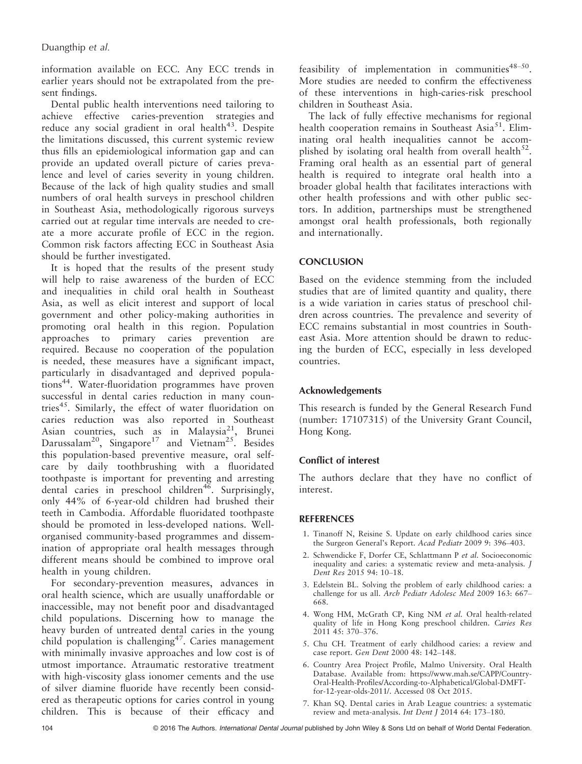information available on ECC. Any ECC trends in earlier years should not be extrapolated from the present findings.

Dental public health interventions need tailoring to achieve effective caries-prevention strategies and reduce any social gradient in oral health[43]. Despite the limitations discussed, this current systemic review thus fills an epidemiological information gap and can provide an updated overall picture of caries prevalence and level of caries severity in young children. Because of the lack of high quality studies and small numbers of oral health surveys in preschool children in Southeast Asia, methodologically rigorous surveys carried out at regular time intervals are needed to create a more accurate profile of ECC in the region. Common risk factors affecting ECC in Southeast Asia should be further investigated.

It is hoped that the results of the present study will help to raise awareness of the burden of ECC and inequalities in child oral health in Southeast Asia, as well as elicit interest and support of local government and other policy-making authorities in promoting oral health in this region. Population approaches to primary caries prevention are required. Because no cooperation of the population is needed, these measures have a significant impact, particularly in disadvantaged and deprived populations[44]. Water-fluoridation programmes have proven successful in dental caries reduction in many countries[45]. Similarly, the effect of water fluoridation on caries reduction was also reported in Southeast Asian countries, such as in Malaysia[21], Brunei Darussalam[20], Singapore[17] and Vietnam[25]. Besides this population-based preventive measure, oral self-care by daily toothbrushing with a fluoridated toothpaste is important for preventing and arresting dental caries in preschool children[46]. Surprisingly, only 44% of 6-year-old children had brushed their teeth in Cambodia. Affordable fluoridated toothpaste should be promoted in less-developed nations. Well-organised community-based programmes and dissemination of appropriate oral health messages through different means should be combined to improve oral health in young children.

For secondary-prevention measures, advances in oral health science, which are usually unaffordable or inaccessible, may not benefit poor and disadvantaged child populations. Discerning how to manage the heavy burden of untreated dental caries in the young child population is challenging[47]. Caries management with minimally invasive approaches and low cost is of utmost importance. Atraumatic restorative treatment with high-viscosity glass ionomer cements and the use of silver diamine fluoride have recently been considered as therapeutic options for caries control in young children. This is because of their efficacy and feasibility of implementation in communities[48–50]. More studies are needed to confirm the effectiveness of these interventions in high-caries-risk preschool children in Southeast Asia.

The lack of fully effective mechanisms for regional health cooperation remains in Southeast Asia[51]. Eliminating oral health inequalities cannot be accomplished by isolating oral health from overall health[52]. Framing oral health as an essential part of general health is required to integrate oral health into a broader global health that facilitates interactions with other health professions and with other public sectors. In addition, partnerships must be strengthened amongst oral health professionals, both regionally and internationally.

## CONCLUSION

Based on the evidence stemming from the included studies that are of limited quantity and quality, there is a wide variation in caries status of preschool children across countries. The prevalence and severity of ECC remains substantial in most countries in Southeast Asia. More attention should be drawn to reducing the burden of ECC, especially in less developed countries.

### Acknowledgements

This research is funded by the General Research Fund (number: 17107315) of the University Grant Council, Hong Kong.

### Conflict of interest

The authors declare that they have no conflict of interest.

## REFERENCES

1. Tinanoff N, Reisine S. Update on early childhood caries since the Surgeon General's Report. *Acad Pediatr* 2009 9: 396–403.
2. Schwendicke F, Dorfer CE, Schlattmann P *et al.* Socioeconomic inequality and caries: a systematic review and meta-analysis. *J Dent Res* 2015 94: 10–18.
3. Edelstein BL. Solving the problem of early childhood caries: a challenge for us all. *Arch Pediatr Adolesc Med* 2009 163: 667–668.
4. Wong HM, McGrath CP, King NM *et al.* Oral health-related quality of life in Hong Kong preschool children. *Caries Res* 2011 45: 370–376.
5. Chu CH. Treatment of early childhood caries: a review and case report. *Gen Dent* 2000 48: 142–148.
6. Country Area Project Profile, Malmo University. Oral Health Database. Available from: https://www.mah.se/CAPP/Country-Oral-Health-Profiles/According-to-Alphabetical/Global-DMFT-for-12-year-olds-2011/. Accessed 08 Oct 2015.
7. Khan SQ. Dental caries in Arab League countries: a systematic review and meta-analysis. *Int Dent J* 2014 64: 173–180.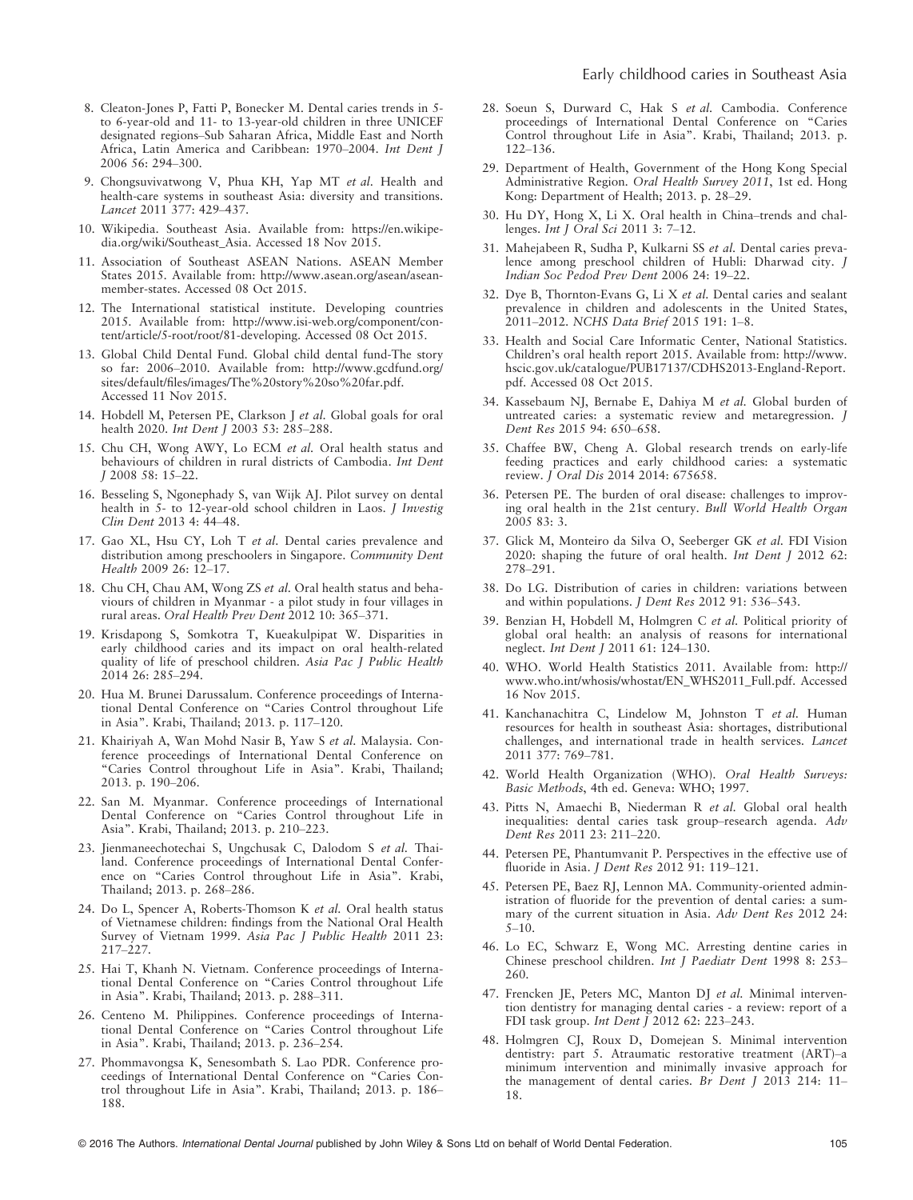8. Cleaton-Jones P, Fatti P, Bonecker M. Dental caries trends in 5- to 6-year-old and 11- to 13-year-old children in three UNICEF designated regions–Sub Saharan Africa, Middle East and North Africa, Latin America and Caribbean: 1970–2004. *Int Dent J* 2006 56: 294–300.
9. Chongsuvivatwong V, Phua KH, Yap MT *et al.* Health and health-care systems in southeast Asia: diversity and transitions. *Lancet* 2011 377: 429–437.
10. Wikipedia. Southeast Asia. Available from: https://en.wikipedia.org/wiki/Southeast_Asia. Accessed 18 Nov 2015.
11. Association of Southeast ASEAN Nations. ASEAN Member States 2015. Available from: http://www.asean.org/asean/asean-member-states. Accessed 08 Oct 2015.
12. The International statistical institute. Developing countries 2015. Available from: http://www.isi-web.org/component/content/article/5-root/root/81-developing. Accessed 08 Oct 2015.
13. Global Child Dental Fund. Global child dental fund-The story so far: 2006–2010. Available from: http://www.gcdfund.org/sites/default/files/images/The%20story%20so%20far.pdf. Accessed 11 Nov 2015.
14. Hobdell M, Petersen PE, Clarkson J *et al.* Global goals for oral health 2020. *Int Dent J* 2003 53: 285–288.
15. Chu CH, Wong AWY, Lo ECM *et al.* Oral health status and behaviours of children in rural districts of Cambodia. *Int Dent J* 2008 58: 15–22.
16. Besseling S, Ngonephady S, van Wijk AJ. Pilot survey on dental health in 5- to 12-year-old school children in Laos. *J Investig Clin Dent* 2013 4: 44–48.
17. Gao XL, Hsu CY, Loh T *et al.* Dental caries prevalence and distribution among preschoolers in Singapore. *Community Dent Health* 2009 26: 12–17.
18. Chu CH, Chau AM, Wong ZS *et al.* Oral health status and behaviours of children in Myanmar - a pilot study in four villages in rural areas. *Oral Health Prev Dent* 2012 10: 365–371.
19. Krisdapong S, Somkotra T, Kueakulpipat W. Disparities in early childhood caries and its impact on oral health-related quality of life of preschool children. *Asia Pac J Public Health* 2014 26: 285–294.
20. Hua M. Brunei Darussalum. Conference proceedings of International Dental Conference on "Caries Control throughout Life in Asia". Krabi, Thailand; 2013. p. 117–120.
21. Khairiyah A, Wan Mohd Nasir B, Yaw S *et al.* Malaysia. Conference proceedings of International Dental Conference on "Caries Control throughout Life in Asia". Krabi, Thailand; 2013. p. 190–206.
22. San M. Myanmar. Conference proceedings of International Dental Conference on "Caries Control throughout Life in Asia". Krabi, Thailand; 2013. p. 210–223.
23. Jienmaneechotechai S, Ungchusak C, Dalodom S *et al.* Thailand. Conference proceedings of International Dental Conference on "Caries Control throughout Life in Asia". Krabi, Thailand; 2013. p. 268–286.
24. Do L, Spencer A, Roberts-Thomson K *et al.* Oral health status of Vietnamese children: findings from the National Oral Health Survey of Vietnam 1999. *Asia Pac J Public Health* 2011 23: 217–227.
25. Hai T, Khanh N. Vietnam. Conference proceedings of International Dental Conference on "Caries Control throughout Life in Asia". Krabi, Thailand; 2013. p. 288–311.
26. Centeno M. Philippines. Conference proceedings of International Dental Conference on "Caries Control throughout Life in Asia". Krabi, Thailand; 2013. p. 236–254.
27. Phommavongsa K, Senesombath S. Lao PDR. Conference proceedings of International Dental Conference on "Caries Control throughout Life in Asia". Krabi, Thailand; 2013. p. 186–188.
28. Soeun S, Durward C, Hak S *et al.* Cambodia. Conference proceedings of International Dental Conference on "Caries Control throughout Life in Asia". Krabi, Thailand; 2013. p. 122–136.
29. Department of Health, Government of the Hong Kong Special Administrative Region. *Oral Health Survey 2011*, 1st ed. Hong Kong: Department of Health; 2013. p. 28–29.
30. Hu DY, Hong X, Li X. Oral health in China–trends and challenges. *Int J Oral Sci* 2011 3: 7–12.
31. Mahejabeen R, Sudha P, Kulkarni SS *et al.* Dental caries prevalence among preschool children of Hubli: Dharwad city. *J Indian Soc Pedod Prev Dent* 2006 24: 19–22.
32. Dye B, Thornton-Evans G, Li X *et al.* Dental caries and sealant prevalence in children and adolescents in the United States, 2011–2012. *NCHS Data Brief* 2015 191: 1–8.
33. Health and Social Care Informatic Center, National Statistics. Children's oral health report 2015. Available from: http://www.hscic.gov.uk/catalogue/PUB17137/CDHS2013-England-Report.pdf. Accessed 08 Oct 2015.
34. Kassebaum NJ, Bernabe E, Dahiya M *et al.* Global burden of untreated caries: a systematic review and metaregression. *J Dent Res* 2015 94: 650–658.
35. Chaffee BW, Cheng A. Global research trends on early-life feeding practices and early childhood caries: a systematic review. *J Oral Dis* 2014 2014: 675658.
36. Petersen PE. The burden of oral disease: challenges to improving oral health in the 21st century. *Bull World Health Organ* 2005 83: 3.
37. Glick M, Monteiro da Silva O, Seeberger GK *et al.* FDI Vision 2020: shaping the future of oral health. *Int Dent J* 2012 62: 278–291.
38. Do LG. Distribution of caries in children: variations between and within populations. *J Dent Res* 2012 91: 536–543.
39. Benzian H, Hobdell M, Holmgren C *et al.* Political priority of global oral health: an analysis of reasons for international neglect. *Int Dent J* 2011 61: 124–130.
40. WHO. World Health Statistics 2011. Available from: http://www.who.int/whosis/whostat/EN_WHS2011_Full.pdf. Accessed 16 Nov 2015.
41. Kanchanachitra C, Lindelow M, Johnston T *et al.* Human resources for health in southeast Asia: shortages, distributional challenges, and international trade in health services. *Lancet* 2011 377: 769–781.
42. World Health Organization (WHO). *Oral Health Surveys: Basic Methods*, 4th ed. Geneva: WHO; 1997.
43. Pitts N, Amaechi B, Niederman R *et al.* Global oral health inequalities: dental caries task group–research agenda. *Adv Dent Res* 2011 23: 211–220.
44. Petersen PE, Phantumvanit P. Perspectives in the effective use of fluoride in Asia. *J Dent Res* 2012 91: 119–121.
45. Petersen PE, Baez RJ, Lennon MA. Community-oriented administration of fluoride for the prevention of dental caries: a summary of the current situation in Asia. *Adv Dent Res* 2012 24: 5–10.
46. Lo EC, Schwarz E, Wong MC. Arresting dentine caries in Chinese preschool children. *Int J Paediatr Dent* 1998 8: 253–260.
47. Frencken JE, Peters MC, Manton DJ *et al.* Minimal intervention dentistry for managing dental caries - a review: report of a FDI task group. *Int Dent J* 2012 62: 223–243.
48. Holmgren CJ, Roux D, Domejean S. Minimal intervention dentistry: part 5. Atraumatic restorative treatment (ART)–a minimum intervention and minimally invasive approach for the management of dental caries. *Br Dent J* 2013 214: 11–18.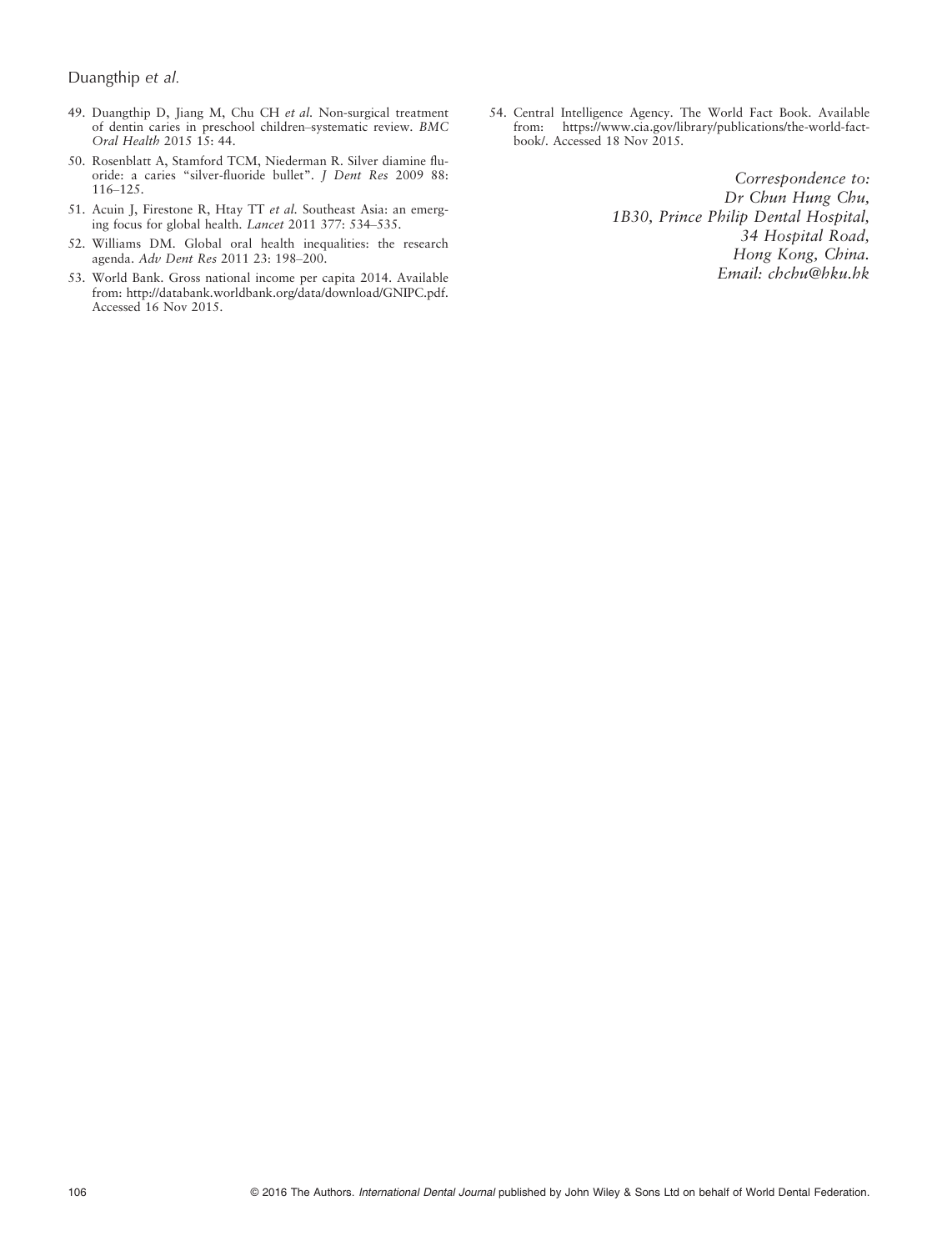49. Duangthip D, Jiang M, Chu CH *et al*. Non-surgical treatment of dentin caries in preschool children–systematic review. *BMC Oral Health* 2015 15: 44.
50. Rosenblatt A, Stamford TCM, Niederman R. Silver diamine fluoride: a caries "silver-fluoride bullet". *J Dent Res* 2009 88: 116–125.
51. Acuin J, Firestone R, Htay TT *et al*. Southeast Asia: an emerging focus for global health. *Lancet* 2011 377: 534–535.
52. Williams DM. Global oral health inequalities: the research agenda. *Adv Dent Res* 2011 23: 198–200.
53. World Bank. Gross national income per capita 2014. Available from: http://databank.worldbank.org/data/download/GNIPC.pdf. Accessed 16 Nov 2015.
54. Central Intelligence Agency. The World Fact Book. Available from: https://www.cia.gov/library/publications/the-world-factbook/. Accessed 18 Nov 2015.

*Correspondence to:*
*Dr Chun Hung Chu,*
*1B30, Prince Philip Dental Hospital,*
*34 Hospital Road,*
*Hong Kong, China.*
*Email: chchu@hku.hk*

© 2016 The Authors. *International Dental Journal* published by John Wiley & Sons Ltd on behalf of World Dental Federation.